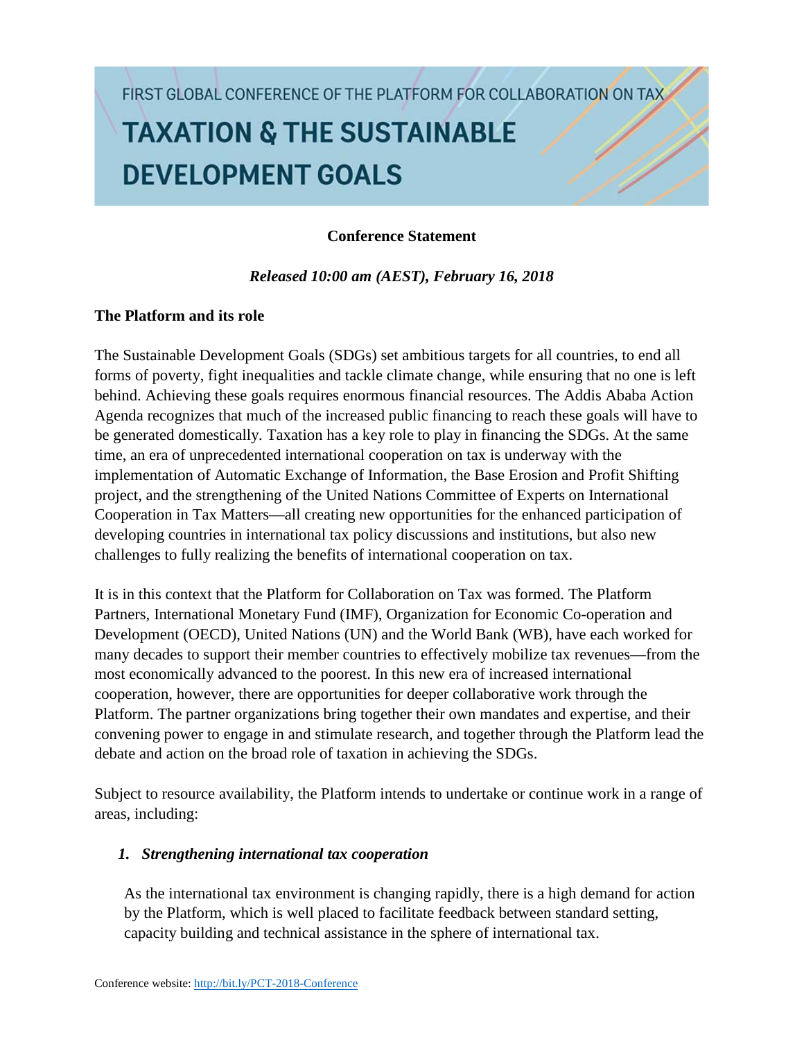FIRST GLOBAL CONFERENCE OF THE PLATFORM FOR COLLABORATION ON TAX

# TAXATION & THE SUSTAINABLE DEVELOPMENT GOALS

**Conference Statement**

***Released 10:00 am (AEST), February 16, 2018***

## The Platform and its role

The Sustainable Development Goals (SDGs) set ambitious targets for all countries, to end all forms of poverty, fight inequalities and tackle climate change, while ensuring that no one is left behind. Achieving these goals requires enormous financial resources. The Addis Ababa Action Agenda recognizes that much of the increased public financing to reach these goals will have to be generated domestically. Taxation has a key role to play in financing the SDGs. At the same time, an era of unprecedented international cooperation on tax is underway with the implementation of Automatic Exchange of Information, the Base Erosion and Profit Shifting project, and the strengthening of the United Nations Committee of Experts on International Cooperation in Tax Matters—all creating new opportunities for the enhanced participation of developing countries in international tax policy discussions and institutions, but also new challenges to fully realizing the benefits of international cooperation on tax.

It is in this context that the Platform for Collaboration on Tax was formed. The Platform Partners, International Monetary Fund (IMF), Organization for Economic Co-operation and Development (OECD), United Nations (UN) and the World Bank (WB), have each worked for many decades to support their member countries to effectively mobilize tax revenues—from the most economically advanced to the poorest. In this new era of increased international cooperation, however, there are opportunities for deeper collaborative work through the Platform. The partner organizations bring together their own mandates and expertise, and their convening power to engage in and stimulate research, and together through the Platform lead the debate and action on the broad role of taxation in achieving the SDGs.

Subject to resource availability, the Platform intends to undertake or continue work in a range of areas, including:

1. ***Strengthening international tax cooperation***

   As the international tax environment is changing rapidly, there is a high demand for action by the Platform, which is well placed to facilitate feedback between standard setting, capacity building and technical assistance in the sphere of international tax.

Conference website: http://bit.ly/PCT-2018-Conference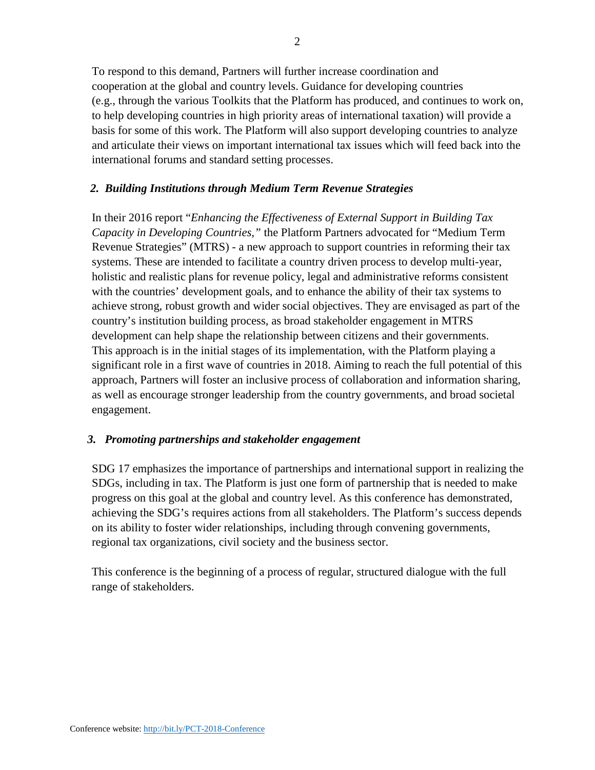To respond to this demand, Partners will further increase coordination and cooperation at the global and country levels. Guidance for developing countries (e.g., through the various Toolkits that the Platform has produced, and continues to work on, to help developing countries in high priority areas of international taxation) will provide a basis for some of this work. The Platform will also support developing countries to analyze and articulate their views on important international tax issues which will feed back into the international forums and standard setting processes.

### *2. Building Institutions through Medium Term Revenue Strategies*

In their 2016 report "*Enhancing the Effectiveness of External Support in Building Tax Capacity in Developing Countries,"* the Platform Partners advocated for "Medium Term Revenue Strategies" (MTRS) - a new approach to support countries in reforming their tax systems. These are intended to facilitate a country driven process to develop multi-year, holistic and realistic plans for revenue policy, legal and administrative reforms consistent with the countries' development goals, and to enhance the ability of their tax systems to achieve strong, robust growth and wider social objectives. They are envisaged as part of the country's institution building process, as broad stakeholder engagement in MTRS development can help shape the relationship between citizens and their governments. This approach is in the initial stages of its implementation, with the Platform playing a significant role in a first wave of countries in 2018. Aiming to reach the full potential of this approach, Partners will foster an inclusive process of collaboration and information sharing, as well as encourage stronger leadership from the country governments, and broad societal engagement.

### *3. Promoting partnerships and stakeholder engagement*

SDG 17 emphasizes the importance of partnerships and international support in realizing the SDGs, including in tax. The Platform is just one form of partnership that is needed to make progress on this goal at the global and country level. As this conference has demonstrated, achieving the SDG's requires actions from all stakeholders. The Platform's success depends on its ability to foster wider relationships, including through convening governments, regional tax organizations, civil society and the business sector.

This conference is the beginning of a process of regular, structured dialogue with the full range of stakeholders.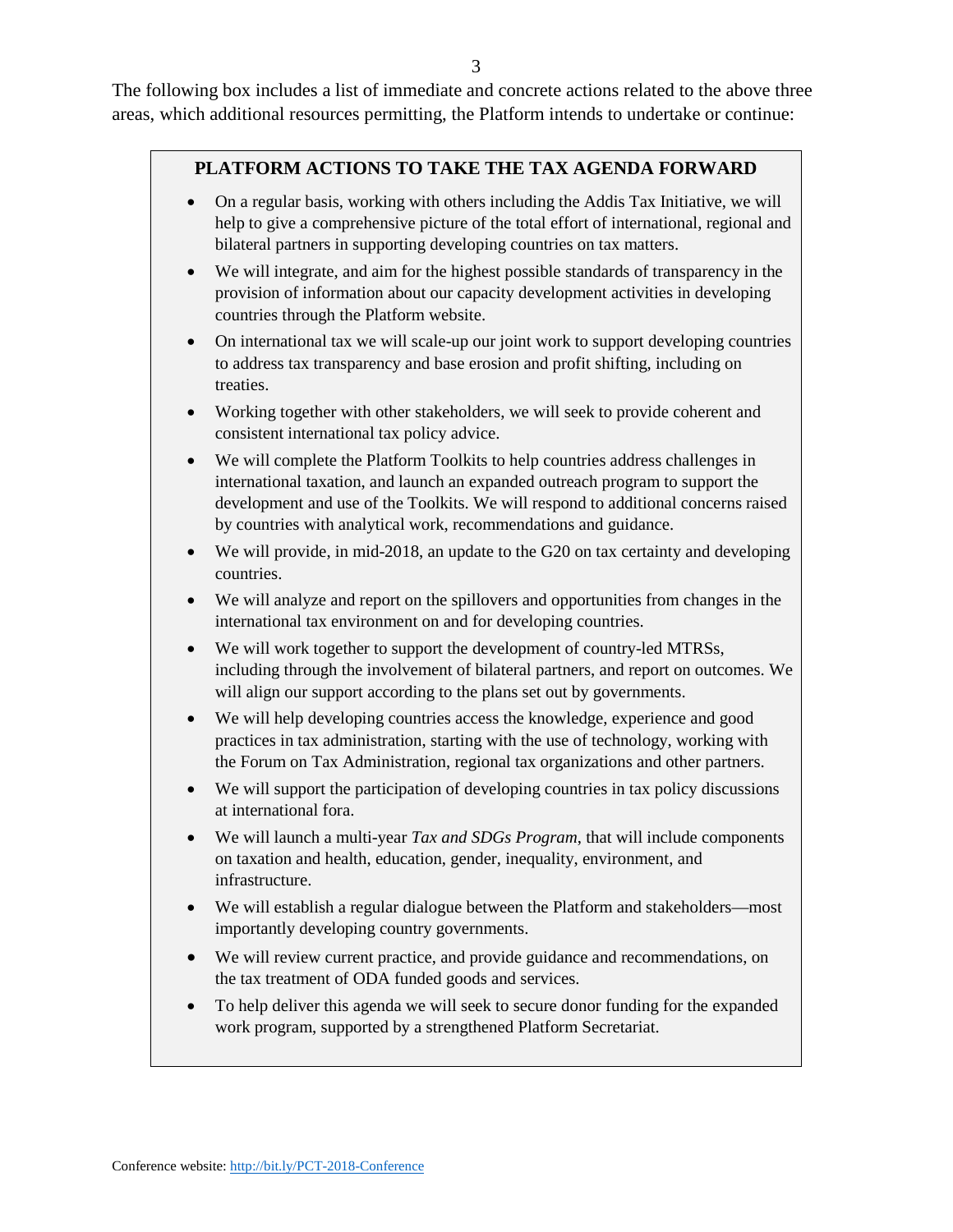The following box includes a list of immediate and concrete actions related to the above three areas, which additional resources permitting, the Platform intends to undertake or continue:

## PLATFORM ACTIONS TO TAKE THE TAX AGENDA FORWARD

- On a regular basis, working with others including the Addis Tax Initiative, we will help to give a comprehensive picture of the total effort of international, regional and bilateral partners in supporting developing countries on tax matters.
- We will integrate, and aim for the highest possible standards of transparency in the provision of information about our capacity development activities in developing countries through the Platform website.
- On international tax we will scale-up our joint work to support developing countries to address tax transparency and base erosion and profit shifting, including on treaties.
- Working together with other stakeholders, we will seek to provide coherent and consistent international tax policy advice.
- We will complete the Platform Toolkits to help countries address challenges in international taxation, and launch an expanded outreach program to support the development and use of the Toolkits. We will respond to additional concerns raised by countries with analytical work, recommendations and guidance.
- We will provide, in mid-2018, an update to the G20 on tax certainty and developing countries.
- We will analyze and report on the spillovers and opportunities from changes in the international tax environment on and for developing countries.
- We will work together to support the development of country-led MTRSs, including through the involvement of bilateral partners, and report on outcomes. We will align our support according to the plans set out by governments.
- We will help developing countries access the knowledge, experience and good practices in tax administration, starting with the use of technology, working with the Forum on Tax Administration, regional tax organizations and other partners.
- We will support the participation of developing countries in tax policy discussions at international fora.
- We will launch a multi-year *Tax and SDGs Program*, that will include components on taxation and health, education, gender, inequality, environment, and infrastructure.
- We will establish a regular dialogue between the Platform and stakeholders—most importantly developing country governments.
- We will review current practice, and provide guidance and recommendations, on the tax treatment of ODA funded goods and services.
- To help deliver this agenda we will seek to secure donor funding for the expanded work program, supported by a strengthened Platform Secretariat.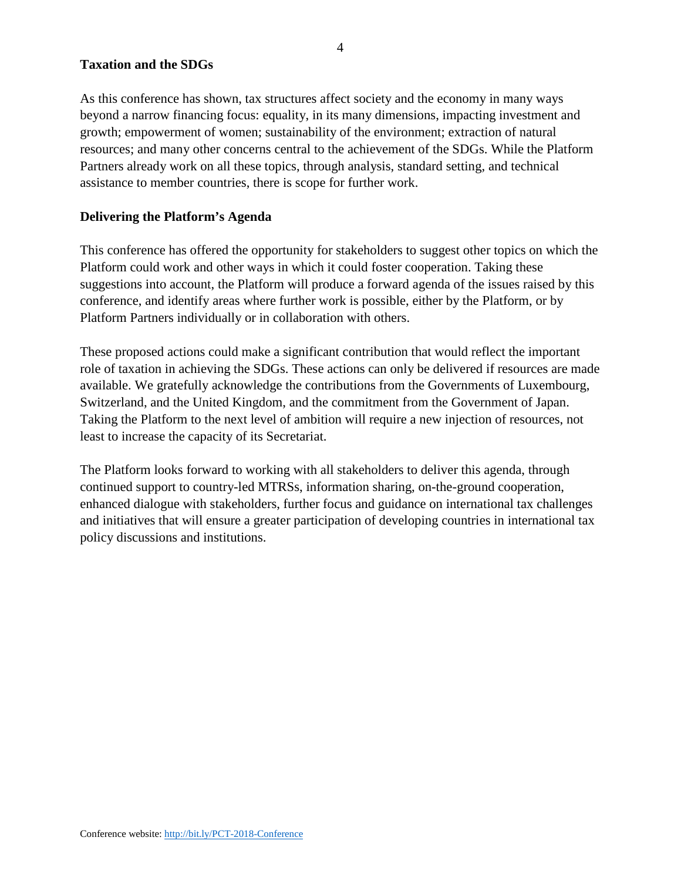## Taxation and the SDGs

As this conference has shown, tax structures affect society and the economy in many ways beyond a narrow financing focus: equality, in its many dimensions, impacting investment and growth; empowerment of women; sustainability of the environment; extraction of natural resources; and many other concerns central to the achievement of the SDGs. While the Platform Partners already work on all these topics, through analysis, standard setting, and technical assistance to member countries, there is scope for further work.

## Delivering the Platform's Agenda

This conference has offered the opportunity for stakeholders to suggest other topics on which the Platform could work and other ways in which it could foster cooperation. Taking these suggestions into account, the Platform will produce a forward agenda of the issues raised by this conference, and identify areas where further work is possible, either by the Platform, or by Platform Partners individually or in collaboration with others.

These proposed actions could make a significant contribution that would reflect the important role of taxation in achieving the SDGs. These actions can only be delivered if resources are made available. We gratefully acknowledge the contributions from the Governments of Luxembourg, Switzerland, and the United Kingdom, and the commitment from the Government of Japan. Taking the Platform to the next level of ambition will require a new injection of resources, not least to increase the capacity of its Secretariat.

The Platform looks forward to working with all stakeholders to deliver this agenda, through continued support to country-led MTRSs, information sharing, on-the-ground cooperation, enhanced dialogue with stakeholders, further focus and guidance on international tax challenges and initiatives that will ensure a greater participation of developing countries in international tax policy discussions and institutions.

Conference website: http://bit.ly/PCT-2018-Conference